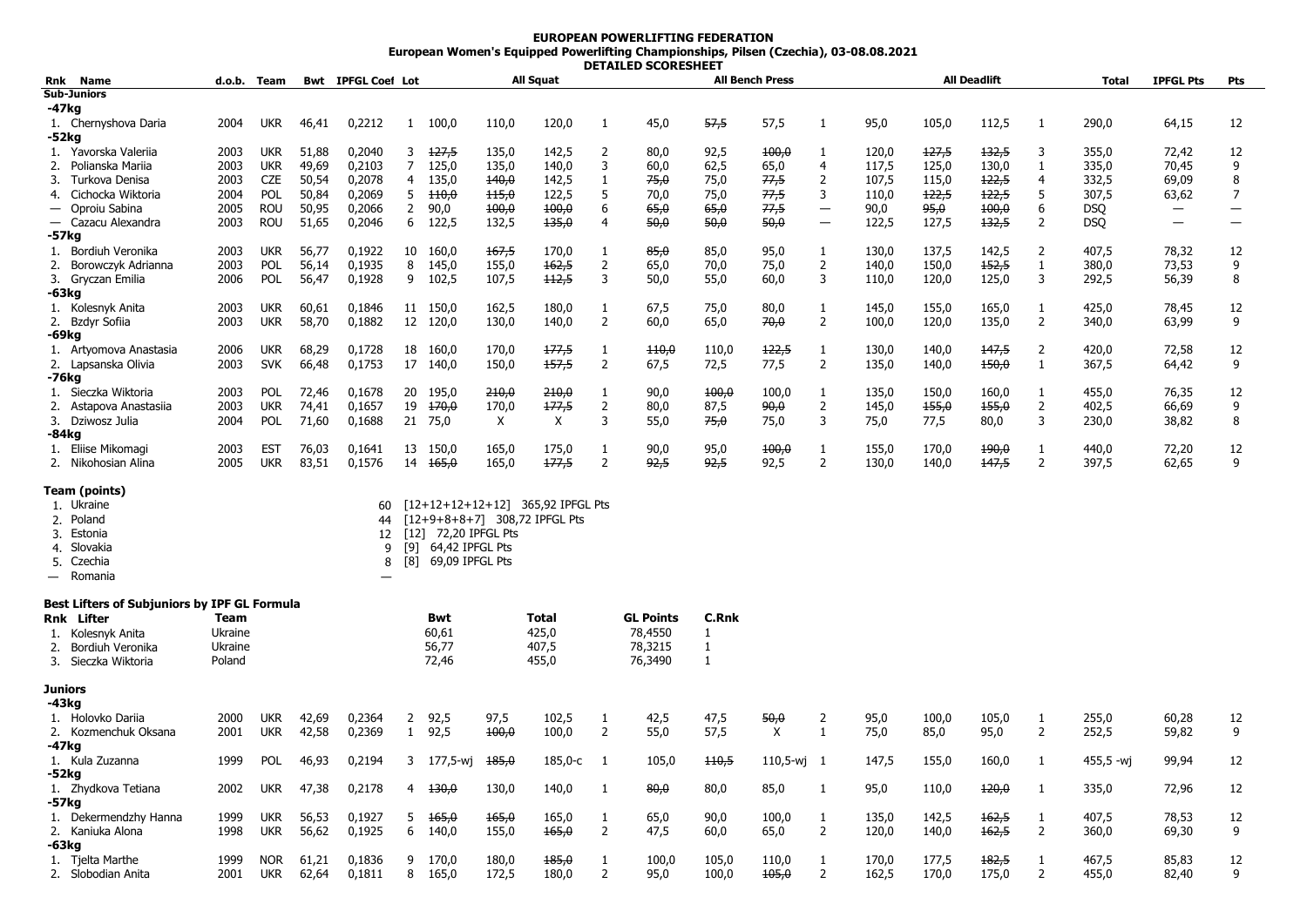**EUROPEAN POWERLIFTING FEDERATION**
**European Women's Equipped Powerlifting Championships, Pilsen (Czechia), 03-08.08.2021**
**DETAILED SCORESHEET**

| Rnk | Name | d.o.b. | Team | Bwt | IPFGL Coef | Lot | All Squat | | | | All Bench Press | | | | All Deadlift | | | | Total | IPFGL Pts | Pts |
|---|---|---|---|---|---|---|---|---|---|---|---|---|---|---|---|---|---|---|---|---|---|
| **Sub-Juniors** | | | | | | | | | | | | | | | | | | | | | |
| **-47kg** | | | | | | | | | | | | | | | | | | | | | |
| 1. | Chernyshova Daria | 2004 | UKR | 46,41 | 0,2212 | 1 | 100,0 | 110,0 | 120,0 | 1 | 45,0 | ~~57,5~~ | 57,5 | 1 | 95,0 | 105,0 | 112,5 | 1 | 290,0 | 64,15 | 12 |
| **-52kg** | | | | | | | | | | | | | | | | | | | | | |
| 1. | Yavorska Valeriia | 2003 | UKR | 51,88 | 0,2040 | 3 | ~~127,5~~ | 135,0 | 142,5 | 2 | 80,0 | 92,5 | ~~100,0~~ | 1 | 120,0 | ~~127,5~~ | ~~132,5~~ | 3 | 355,0 | 72,42 | 12 |
| 2. | Polianska Mariia | 2003 | UKR | 49,69 | 0,2103 | 7 | 125,0 | 135,0 | 140,0 | 3 | 60,0 | 62,5 | 65,0 | 4 | 117,5 | 125,0 | 130,0 | 1 | 335,0 | 70,45 | 9 |
| 3. | Turkova Denisa | 2003 | CZE | 50,54 | 0,2078 | 4 | 135,0 | ~~140,0~~ | 142,5 | 1 | ~~75,0~~ | 75,0 | ~~77,5~~ | 2 | 107,5 | 115,0 | ~~122,5~~ | 4 | 332,5 | 69,09 | 8 |
| 4. | Cichocka Wiktoria | 2004 | POL | 50,84 | 0,2069 | 5 | ~~110,0~~ | ~~115,0~~ | 122,5 | 5 | 70,0 | 75,0 | ~~77,5~~ | 3 | 110,0 | ~~122,5~~ | ~~122,5~~ | 5 | 307,5 | 63,62 | 7 |
| — | Oproiu Sabina | 2005 | ROU | 50,95 | 0,2066 | 2 | 90,0 | ~~100,0~~ | ~~100,0~~ | 6 | ~~65,0~~ | ~~65,0~~ | ~~77,5~~ | — | 90,0 | ~~95,0~~ | ~~100,0~~ | 6 | DSQ | — | — |
| — | Cazacu Alexandra | 2003 | ROU | 51,65 | 0,2046 | 6 | 122,5 | 132,5 | ~~135,0~~ | 4 | ~~50,0~~ | ~~50,0~~ | ~~50,0~~ | — | 122,5 | 127,5 | ~~132,5~~ | 2 | DSQ | — | — |
| **-57kg** | | | | | | | | | | | | | | | | | | | | | |
| 1. | Bordiuh Veronika | 2003 | UKR | 56,77 | 0,1922 | 10 | 160,0 | ~~167,5~~ | 170,0 | 1 | ~~85,0~~ | 85,0 | 95,0 | 1 | 130,0 | 137,5 | 142,5 | 2 | 407,5 | 78,32 | 12 |
| 2. | Borowczyk Adrianna | 2003 | POL | 56,14 | 0,1935 | 8 | 145,0 | 155,0 | ~~162,5~~ | 2 | 65,0 | 70,0 | 75,0 | 2 | 140,0 | 150,0 | ~~152,5~~ | 1 | 380,0 | 73,53 | 9 |
| 3. | Gryczan Emilia | 2006 | POL | 56,47 | 0,1928 | 9 | 102,5 | 107,5 | ~~112,5~~ | 3 | 50,0 | 55,0 | 60,0 | 3 | 110,0 | 120,0 | 125,0 | 3 | 292,5 | 56,39 | 8 |
| **-63kg** | | | | | | | | | | | | | | | | | | | | | |
| 1. | Kolesnyk Anita | 2003 | UKR | 60,61 | 0,1846 | 11 | 150,0 | 162,5 | 180,0 | 1 | 67,5 | 75,0 | 80,0 | 1 | 145,0 | 155,0 | 165,0 | 1 | 425,0 | 78,45 | 12 |
| 2. | Bzdyr Sofiia | 2003 | UKR | 58,70 | 0,1882 | 12 | 120,0 | 130,0 | 140,0 | 2 | 60,0 | 65,0 | ~~70,0~~ | 2 | 100,0 | 120,0 | 135,0 | 2 | 340,0 | 63,99 | 9 |
| **-69kg** | | | | | | | | | | | | | | | | | | | | | |
| 1. | Artyomova Anastasia | 2006 | UKR | 68,29 | 0,1728 | 18 | 160,0 | 170,0 | ~~177,5~~ | 1 | ~~110,0~~ | 110,0 | ~~122,5~~ | 1 | 130,0 | 140,0 | ~~147,5~~ | 2 | 420,0 | 72,58 | 12 |
| 2. | Lapsanska Olivia | 2003 | SVK | 66,48 | 0,1753 | 17 | 140,0 | 150,0 | ~~157,5~~ | 2 | 67,5 | 72,5 | 77,5 | 2 | 135,0 | 140,0 | ~~150,0~~ | 1 | 367,5 | 64,42 | 9 |
| **-76kg** | | | | | | | | | | | | | | | | | | | | | |
| 1. | Sieczka Wiktoria | 2003 | POL | 72,46 | 0,1678 | 20 | 195,0 | ~~210,0~~ | ~~210,0~~ | 1 | 90,0 | ~~100,0~~ | 100,0 | 1 | 135,0 | 150,0 | 160,0 | 1 | 455,0 | 76,35 | 12 |
| 2. | Astapova Anastasiia | 2003 | UKR | 74,41 | 0,1657 | 19 | ~~170,0~~ | 170,0 | ~~177,5~~ | 2 | 80,0 | 87,5 | ~~90,0~~ | 2 | 145,0 | ~~155,0~~ | ~~155,0~~ | 2 | 402,5 | 66,69 | 9 |
| 3. | Dziwosz Julia | 2004 | POL | 71,60 | 0,1688 | 21 | 75,0 | X | X | 3 | 55,0 | ~~75,0~~ | 75,0 | 3 | 75,0 | 77,5 | 80,0 | 3 | 230,0 | 38,82 | 8 |
| **-84kg** | | | | | | | | | | | | | | | | | | | | | |
| 1. | Eliise Mikomagi | 2003 | EST | 76,03 | 0,1641 | 13 | 150,0 | 165,0 | 175,0 | 1 | 90,0 | 95,0 | ~~100,0~~ | 1 | 155,0 | 170,0 | ~~190,0~~ | 1 | 440,0 | 72,20 | 12 |
| 2. | Nikohosian Alina | 2005 | UKR | 83,51 | 0,1576 | 14 | ~~165,0~~ | 165,0 | ~~177,5~~ | 2 | ~~92,5~~ | ~~92,5~~ | 92,5 | 2 | 130,0 | 140,0 | ~~147,5~~ | 2 | 397,5 | 62,65 | 9 |

**Team (points)**

| Rnk | Team | Points | Details |
|---|---|---|---|
| 1. | Ukraine | 60 | [12+12+12+12+12] 365,92 IPFGL Pts |
| 2. | Poland | 44 | [12+9+8+8+7] 308,72 IPFGL Pts |
| 3. | Estonia | 12 | [12] 72,20 IPFGL Pts |
| 4. | Slovakia | 9 | [9] 64,42 IPFGL Pts |
| 5. | Czechia | 8 | [8] 69,09 IPFGL Pts |
| — | Romania | — | |

**Best Lifters of Subjuniors by IPF GL Formula**

| Rnk | Lifter | Team | Bwt | Total | GL Points | C.Rnk |
|---|---|---|---|---|---|---|
| 1. | Kolesnyk Anita | Ukraine | 60,61 | 425,0 | 78,4550 | 1 |
| 2. | Bordiuh Veronika | Ukraine | 56,77 | 407,5 | 78,3215 | 1 |
| 3. | Sieczka Wiktoria | Poland | 72,46 | 455,0 | 76,3490 | 1 |

| Rnk | Name | d.o.b. | Team | Bwt | IPFGL Coef | Lot | All Squat | | | | All Bench Press | | | | All Deadlift | | | | Total | IPFGL Pts | Pts |
|---|---|---|---|---|---|---|---|---|---|---|---|---|---|---|---|---|---|---|---|---|---|
| **Juniors** | | | | | | | | | | | | | | | | | | | | | |
| **-43kg** | | | | | | | | | | | | | | | | | | | | | |
| 1. | Holovko Dariia | 2000 | UKR | 42,69 | 0,2364 | 2 | 92,5 | 97,5 | 102,5 | 1 | 42,5 | 47,5 | ~~50,0~~ | 2 | 95,0 | 100,0 | 105,0 | 1 | 255,0 | 60,28 | 12 |
| 2. | Kozmenchuk Oksana | 2001 | UKR | 42,58 | 0,2369 | 1 | 92,5 | ~~100,0~~ | 100,0 | 2 | 55,0 | 57,5 | X | 1 | 75,0 | 85,0 | 95,0 | 2 | 252,5 | 59,82 | 9 |
| **-47kg** | | | | | | | | | | | | | | | | | | | | | |
| 1. | Kula Zuzanna | 1999 | POL | 46,93 | 0,2194 | 3 | 177,5-wj | ~~185,0~~ | 185,0-c | 1 | 105,0 | ~~110,5~~ | 110,5-wj | 1 | 147,5 | 155,0 | 160,0 | 1 | 455,5 -wj | 99,94 | 12 |
| **-52kg** | | | | | | | | | | | | | | | | | | | | | |
| 1. | Zhydkova Tetiana | 2002 | UKR | 47,38 | 0,2178 | 4 | ~~130,0~~ | 130,0 | 140,0 | 1 | ~~80,0~~ | 80,0 | 85,0 | 1 | 95,0 | 110,0 | ~~120,0~~ | 1 | 335,0 | 72,96 | 12 |
| **-57kg** | | | | | | | | | | | | | | | | | | | | | |
| 1. | Dekermendzhy Hanna | 1999 | UKR | 56,53 | 0,1927 | 5 | ~~165,0~~ | ~~165,0~~ | 165,0 | 1 | 65,0 | 90,0 | 100,0 | 1 | 135,0 | 142,5 | ~~162,5~~ | 1 | 407,5 | 78,53 | 12 |
| 2. | Kaniuka Alona | 1998 | UKR | 56,62 | 0,1925 | 6 | 140,0 | 155,0 | ~~165,0~~ | 2 | 47,5 | 60,0 | 65,0 | 2 | 120,0 | 140,0 | ~~162,5~~ | 2 | 360,0 | 69,30 | 9 |
| **-63kg** | | | | | | | | | | | | | | | | | | | | | |
| 1. | Tjelta Marthe | 1999 | NOR | 61,21 | 0,1836 | 9 | 170,0 | 180,0 | ~~185,0~~ | 1 | 100,0 | 105,0 | 110,0 | 1 | 170,0 | 177,5 | ~~182,5~~ | 1 | 467,5 | 85,83 | 12 |
| 2. | Slobodian Anita | 2001 | UKR | 62,64 | 0,1811 | 8 | 165,0 | 172,5 | 180,0 | 2 | 95,0 | 100,0 | ~~105,0~~ | 2 | 162,5 | 170,0 | 175,0 | 2 | 455,0 | 82,40 | 9 |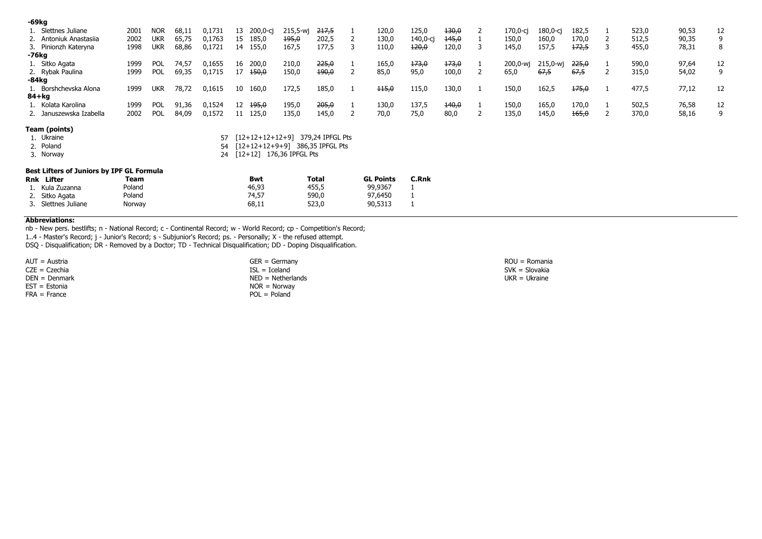| | | | | | | | | | | | | | | | | | | | | | |
|---|---|---|---|---|---|---|---|---|---|---|---|---|---|---|---|---|---|---|---|---|---|
| **-69kg** | | | | | | | | | | | | | | | | | | | | | |
| 1. Slettnes Juliane | 2001 | NOR | 68,11 | 0,1731 | 13 | 200,0-cj | 215,5-wj | ~~217,5~~ | 1 | 120,0 | 125,0 | ~~130,0~~ | 2 | 170,0-cj | 180,0-cj | 182,5 | 1 | 523,0 | 90,53 | 12 |
| 2. Antoniuk Anastasiia | 2002 | UKR | 65,75 | 0,1763 | 15 | 185,0 | ~~195,0~~ | 202,5 | 2 | 130,0 | 140,0-cj | ~~145,0~~ | 1 | 150,0 | 160,0 | 170,0 | 2 | 512,5 | 90,35 | 9 |
| 3. Pinionzh Kateryna | 1998 | UKR | 68,86 | 0,1721 | 14 | 155,0 | 167,5 | 177,5 | 3 | 110,0 | ~~120,0~~ | 120,0 | 3 | 145,0 | 157,5 | ~~172,5~~ | 3 | 455,0 | 78,31 | 8 |
| **-76kg** | | | | | | | | | | | | | | | | | | | | | |
| 1. Sitko Agata | 1999 | POL | 74,57 | 0,1655 | 16 | 200,0 | 210,0 | ~~225,0~~ | 1 | 165,0 | ~~173,0~~ | ~~173,0~~ | 1 | 200,0-wj | 215,0-wj | ~~225,0~~ | 1 | 590,0 | 97,64 | 12 |
| 2. Rybak Paulina | 1999 | POL | 69,35 | 0,1715 | 17 | ~~150,0~~ | 150,0 | ~~190,0~~ | 2 | 85,0 | 95,0 | 100,0 | 2 | 65,0 | ~~67,5~~ | ~~67,5~~ | 2 | 315,0 | 54,02 | 9 |
| **-84kg** | | | | | | | | | | | | | | | | | | | | | |
| 1. Borshchevska Alona | 1999 | UKR | 78,72 | 0,1615 | 10 | 160,0 | 172,5 | 185,0 | 1 | ~~115,0~~ | 115,0 | 130,0 | 1 | 150,0 | 162,5 | ~~175,0~~ | 1 | 477,5 | 77,12 | 12 |
| **84+kg** | | | | | | | | | | | | | | | | | | | | | |
| 1. Kolata Karolina | 1999 | POL | 91,36 | 0,1524 | 12 | ~~195,0~~ | 195,0 | ~~205,0~~ | 1 | 130,0 | 137,5 | ~~140,0~~ | 1 | 150,0 | 165,0 | 170,0 | 1 | 502,5 | 76,58 | 12 |
| 2. Januszewska Izabella | 2002 | POL | 84,09 | 0,1572 | 11 | 125,0 | 135,0 | 145,0 | 2 | 70,0 | 75,0 | 80,0 | 2 | 135,0 | 145,0 | ~~165,0~~ | 2 | 370,0 | 58,16 | 9 |

**Team (points)**

| | | | |
|---|---|---|---|
| 1. Ukraine | 57 | [12+12+12+12+9] | 379,24 IPFGL Pts |
| 2. Poland | 54 | [12+12+12+9+9] | 386,35 IPFGL Pts |
| 3. Norway | 24 | [12+12] | 176,36 IPFGL Pts |

**Best Lifters of Juniors by IPF GL Formula**

| Rnk | Lifter | Team | Bwt | Total | GL Points | C.Rnk |
|---|---|---|---|---|---|---|
| 1. | Kula Zuzanna | Poland | 46,93 | 455,5 | 99,9367 | 1 |
| 2. | Sitko Agata | Poland | 74,57 | 590,0 | 97,6450 | 1 |
| 3. | Slettnes Juliane | Norway | 68,11 | 523,0 | 90,5313 | 1 |

**Abbreviations:**

nb - New pers. bestlifts; n - National Record; c - Continental Record; w - World Record; cp - Competition's Record;
1..4 - Master's Record; j - Junior's Record; s - Subjunior's Record; ps. - Personally; X - the refused attempt.
DSQ - Disqualification; DR - Removed by a Doctor; TD - Technical Disqualification; DD - Doping Disqualification.

AUT = Austria
CZE = Czechia
DEN = Denmark
EST = Estonia
FRA = France
GER = Germany
ISL = Iceland
NED = Netherlands
NOR = Norway
POL = Poland
ROU = Romania
SVK = Slovakia
UKR = Ukraine